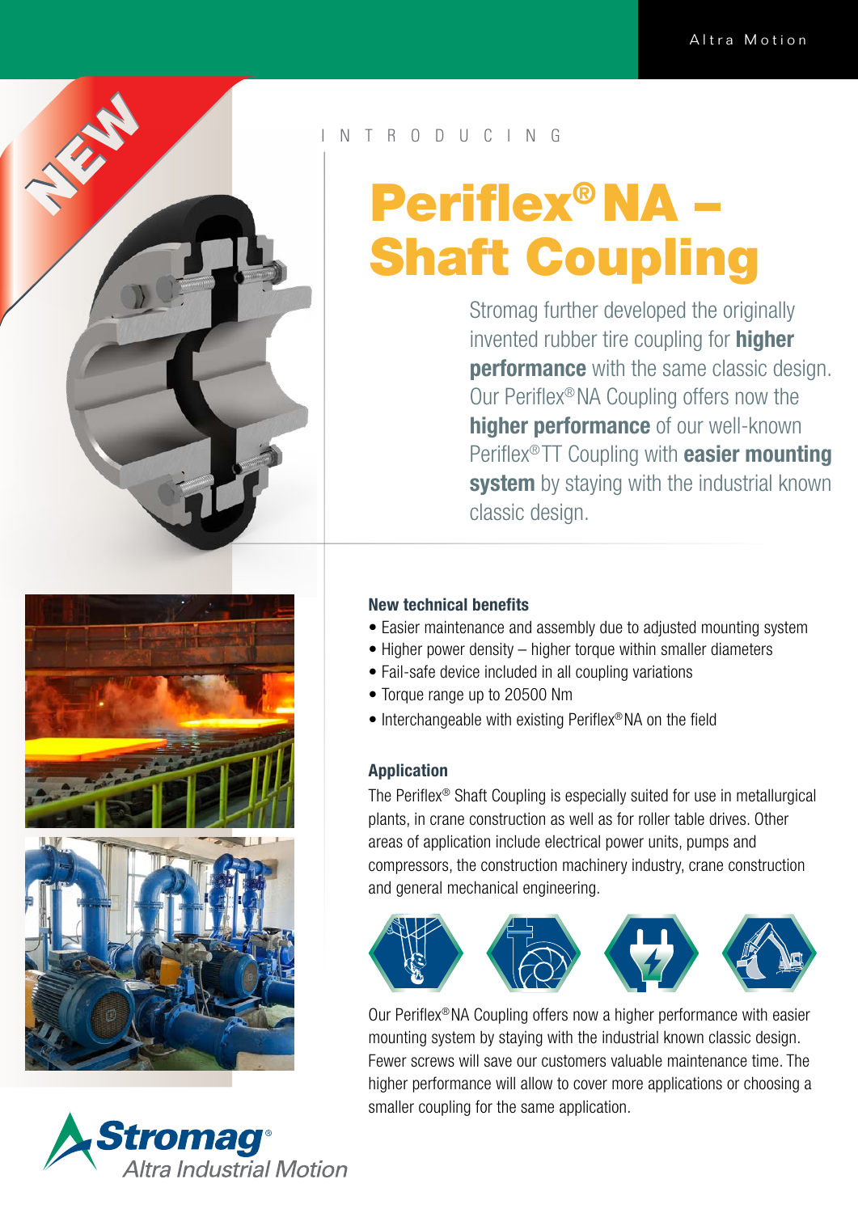INTRODUCING

# Periflex® NA – Shaft Coupling

Stromag further developed the originally invented rubber tire coupling for **higher performance** with the same classic design. Our Periflex® NA Coupling offers now the **higher performance** of our well-known Periflex® TT Coupling with **easier mounting system** by staying with the industrial known classic design.

### New technical benefits

- Easier maintenance and assembly due to adjusted mounting system
- Higher power density – higher torque within smaller diameters
- Fail-safe device included in all coupling variations
- Torque range up to 20500 Nm
- Interchangeable with existing Periflex® NA on the field

### Application

The Periflex® Shaft Coupling is especially suited for use in metallurgical plants, in crane construction as well as for roller table drives. Other areas of application include electrical power units, pumps and compressors, the construction machinery industry, crane construction and general mechanical engineering.

Our Periflex® NA Coupling offers now a higher performance with easier mounting system by staying with the industrial known classic design. Fewer screws will save our customers valuable maintenance time. The higher performance will allow to cover more applications or choosing a smaller coupling for the same application.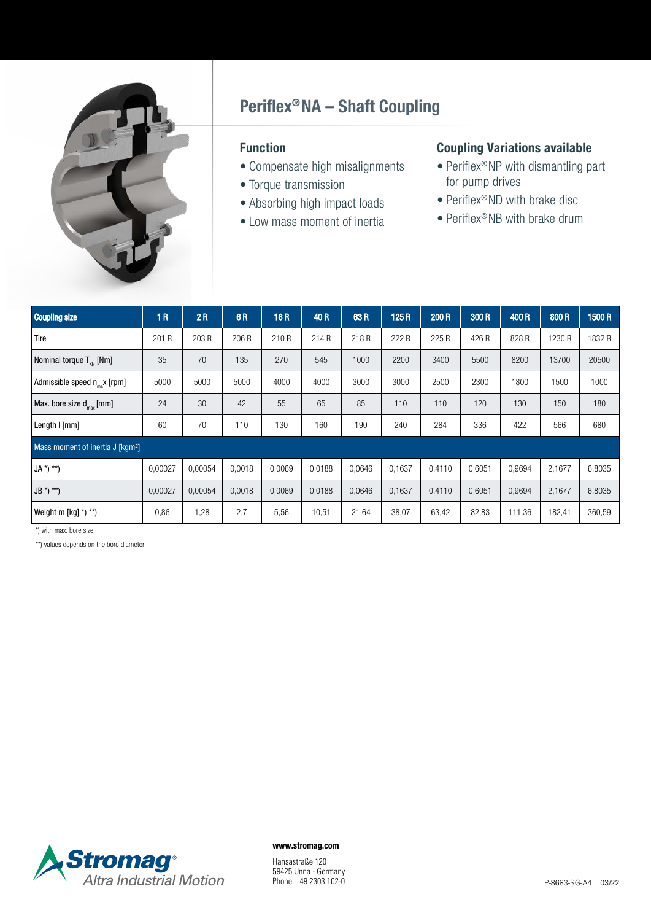# Periflex® NA – Shaft Coupling

## Function

- Compensate high misalignments
- Torque transmission
- Absorbing high impact loads
- Low mass moment of inertia

## Coupling Variations available

- Periflex® NP with dismantling part for pump drives
- Periflex® ND with brake disc
- Periflex® NB with brake drum

| Coupling size | 1 R | 2 R | 6 R | 16 R | 40 R | 63 R | 125 R | 200 R | 300 R | 400 R | 800 R | 1500 R |
|---|---|---|---|---|---|---|---|---|---|---|---|---|
| Tire | 201 R | 203 R | 206 R | 210 R | 214 R | 218 R | 222 R | 225 R | 426 R | 828 R | 1230 R | 1832 R |
| Nominal torque $T_{KN}$ [Nm] | 35 | 70 | 135 | 270 | 545 | 1000 | 2200 | 3400 | 5500 | 8200 | 13700 | 20500 |
| Admissible speed $n_{max}$ [rpm] | 5000 | 5000 | 5000 | 4000 | 4000 | 3000 | 3000 | 2500 | 2300 | 1800 | 1500 | 1000 |
| Max. bore size $d_{max}$ [mm] | 24 | 30 | 42 | 55 | 65 | 85 | 110 | 110 | 120 | 130 | 150 | 180 |
| Length l [mm] | 60 | 70 | 110 | 130 | 160 | 190 | 240 | 284 | 336 | 422 | 566 | 680 |
| Mass moment of inertia J [kgm²] | | | | | | | | | | | | |
| JA *) **) | 0,00027 | 0,00054 | 0,0018 | 0,0069 | 0,0188 | 0,0646 | 0,1637 | 0,4110 | 0,6051 | 0,9694 | 2,1677 | 6,8035 |
| JB *) **) | 0,00027 | 0,00054 | 0,0018 | 0,0069 | 0,0188 | 0,0646 | 0,1637 | 0,4110 | 0,6051 | 0,9694 | 2,1677 | 6,8035 |
| Weight m [kg] *) **) | 0,86 | 1,28 | 2,7 | 5,56 | 10,51 | 21,64 | 38,07 | 63,42 | 82,83 | 111,36 | 182,41 | 360,59 |

*) with max. bore size

**) values depends on the bore diameter

Stromag® Altra Industrial Motion

**www.stromag.com**

Hansastraße 120
59425 Unna - Germany
Phone: +49 2303 102-0

P-8683-SG-A4 03/22